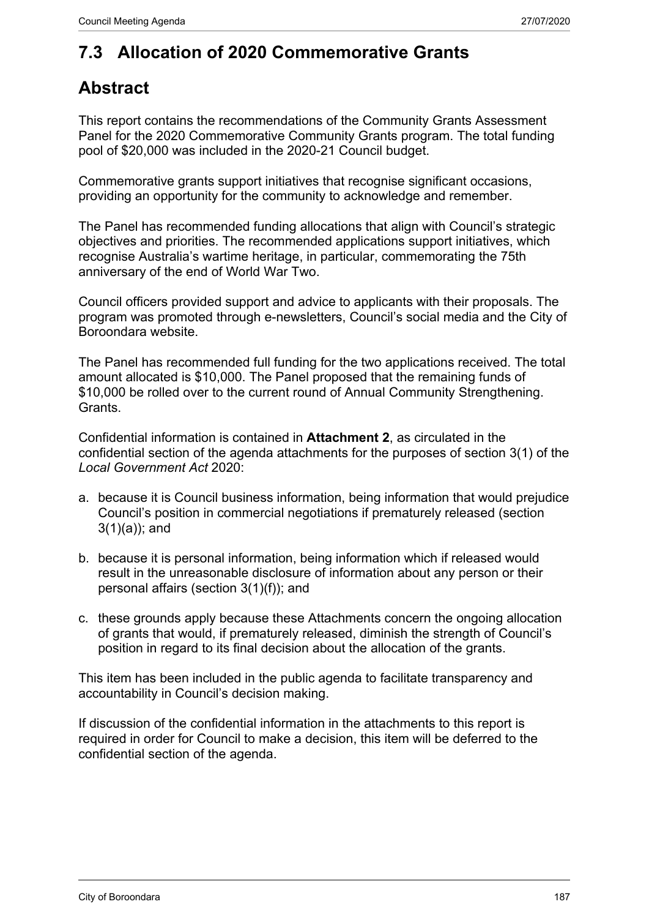## 7.3 Allocation of 2020 Commemorative Grants

## Abstract

This report contains the recommendations of the Community Grants Assessment Panel for the 2020 Commemorative Community Grants program. The total funding pool of $20,000 was included in the 2020-21 Council budget.

Commemorative grants support initiatives that recognise significant occasions, providing an opportunity for the community to acknowledge and remember.

The Panel has recommended funding allocations that align with Council's strategic objectives and priorities. The recommended applications support initiatives, which recognise Australia's wartime heritage, in particular, commemorating the 75th anniversary of the end of World War Two.

Council officers provided support and advice to applicants with their proposals. The program was promoted through e-newsletters, Council's social media and the City of Boroondara website.

The Panel has recommended full funding for the two applications received. The total amount allocated is $10,000. The Panel proposed that the remaining funds of $10,000 be rolled over to the current round of Annual Community Strengthening. Grants.

Confidential information is contained in **Attachment 2**, as circulated in the confidential section of the agenda attachments for the purposes of section 3(1) of the *Local Government Act* 2020:

a. because it is Council business information, being information that would prejudice Council's position in commercial negotiations if prematurely released (section 3(1)(a)); and

b. because it is personal information, being information which if released would result in the unreasonable disclosure of information about any person or their personal affairs (section 3(1)(f)); and

c. these grounds apply because these Attachments concern the ongoing allocation of grants that would, if prematurely released, diminish the strength of Council's position in regard to its final decision about the allocation of the grants.

This item has been included in the public agenda to facilitate transparency and accountability in Council's decision making.

If discussion of the confidential information in the attachments to this report is required in order for Council to make a decision, this item will be deferred to the confidential section of the agenda.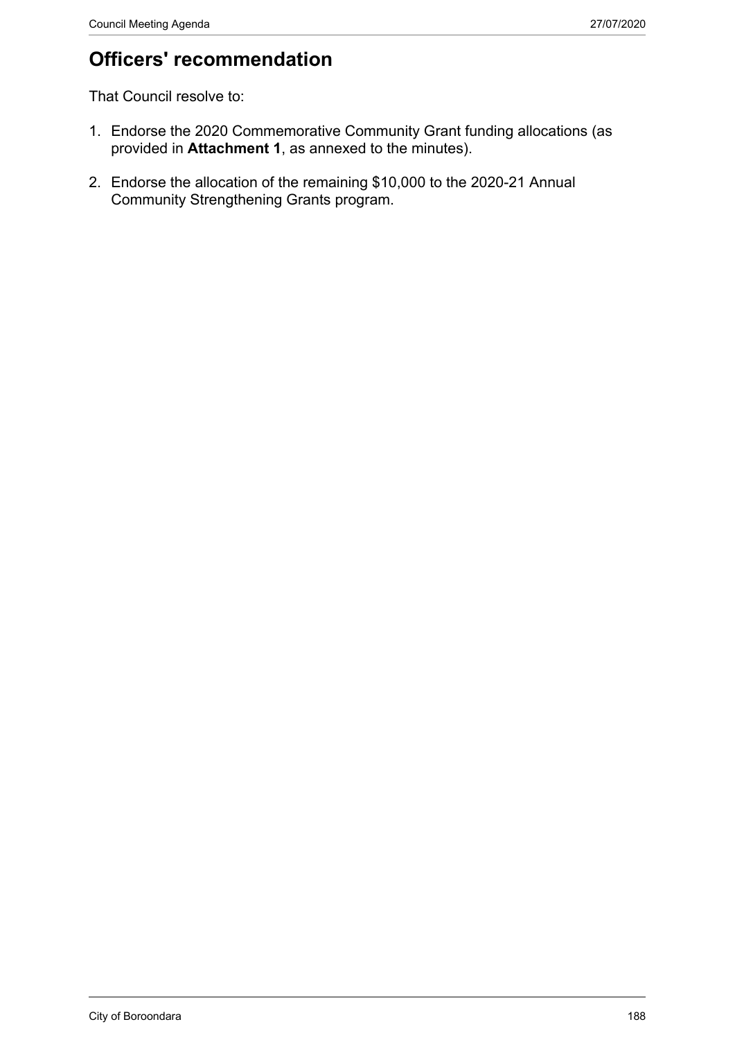# Officers' recommendation

That Council resolve to:

1. Endorse the 2020 Commemorative Community Grant funding allocations (as provided in **Attachment 1**, as annexed to the minutes).

2. Endorse the allocation of the remaining $10,000 to the 2020-21 Annual Community Strengthening Grants program.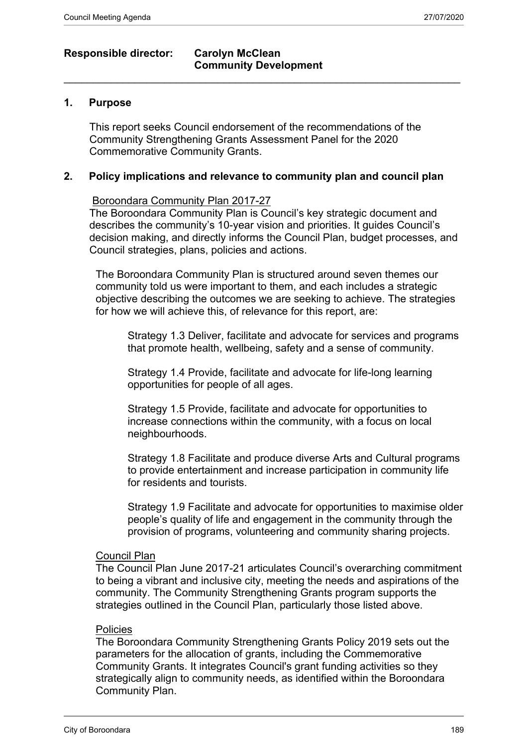**Responsible director: Carolyn McClean**
**Community Development**

---

## 1. Purpose

This report seeks Council endorsement of the recommendations of the Community Strengthening Grants Assessment Panel for the 2020 Commemorative Community Grants.

## 2. Policy implications and relevance to community plan and council plan

Boroondara Community Plan 2017-27

The Boroondara Community Plan is Council's key strategic document and describes the community's 10-year vision and priorities. It guides Council's decision making, and directly informs the Council Plan, budget processes, and Council strategies, plans, policies and actions.

The Boroondara Community Plan is structured around seven themes our community told us were important to them, and each includes a strategic objective describing the outcomes we are seeking to achieve. The strategies for how we will achieve this, of relevance for this report, are:

> Strategy 1.3 Deliver, facilitate and advocate for services and programs that promote health, wellbeing, safety and a sense of community.
>
> Strategy 1.4 Provide, facilitate and advocate for life-long learning opportunities for people of all ages.
>
> Strategy 1.5 Provide, facilitate and advocate for opportunities to increase connections within the community, with a focus on local neighbourhoods.
>
> Strategy 1.8 Facilitate and produce diverse Arts and Cultural programs to provide entertainment and increase participation in community life for residents and tourists.
>
> Strategy 1.9 Facilitate and advocate for opportunities to maximise older people's quality of life and engagement in the community through the provision of programs, volunteering and community sharing projects.

Council Plan

The Council Plan June 2017-21 articulates Council's overarching commitment to being a vibrant and inclusive city, meeting the needs and aspirations of the community. The Community Strengthening Grants program supports the strategies outlined in the Council Plan, particularly those listed above.

Policies

The Boroondara Community Strengthening Grants Policy 2019 sets out the parameters for the allocation of grants, including the Commemorative Community Grants. It integrates Council's grant funding activities so they strategically align to community needs, as identified within the Boroondara Community Plan.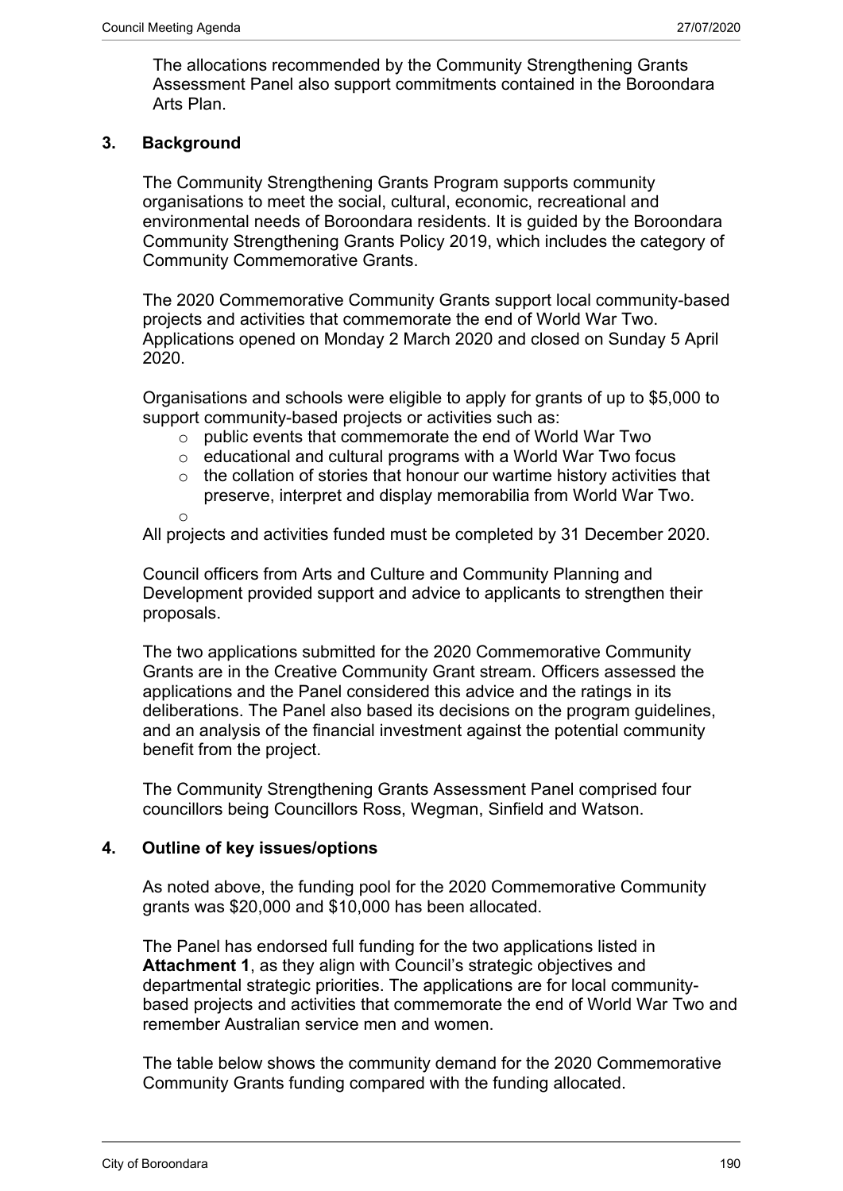The allocations recommended by the Community Strengthening Grants Assessment Panel also support commitments contained in the Boroondara Arts Plan.

## 3. Background

The Community Strengthening Grants Program supports community organisations to meet the social, cultural, economic, recreational and environmental needs of Boroondara residents. It is guided by the Boroondara Community Strengthening Grants Policy 2019, which includes the category of Community Commemorative Grants.

The 2020 Commemorative Community Grants support local community-based projects and activities that commemorate the end of World War Two. Applications opened on Monday 2 March 2020 and closed on Sunday 5 April 2020.

Organisations and schools were eligible to apply for grants of up to $5,000 to support community-based projects or activities such as:

- public events that commemorate the end of World War Two
- educational and cultural programs with a World War Two focus
- the collation of stories that honour our wartime history activities that preserve, interpret and display memorabilia from World War Two.
-

All projects and activities funded must be completed by 31 December 2020.

Council officers from Arts and Culture and Community Planning and Development provided support and advice to applicants to strengthen their proposals.

The two applications submitted for the 2020 Commemorative Community Grants are in the Creative Community Grant stream. Officers assessed the applications and the Panel considered this advice and the ratings in its deliberations. The Panel also based its decisions on the program guidelines, and an analysis of the financial investment against the potential community benefit from the project.

The Community Strengthening Grants Assessment Panel comprised four councillors being Councillors Ross, Wegman, Sinfield and Watson.

## 4. Outline of key issues/options

As noted above, the funding pool for the 2020 Commemorative Community grants was $20,000 and $10,000 has been allocated.

The Panel has endorsed full funding for the two applications listed in **Attachment 1**, as they align with Council's strategic objectives and departmental strategic priorities. The applications are for local community-based projects and activities that commemorate the end of World War Two and remember Australian service men and women.

The table below shows the community demand for the 2020 Commemorative Community Grants funding compared with the funding allocated.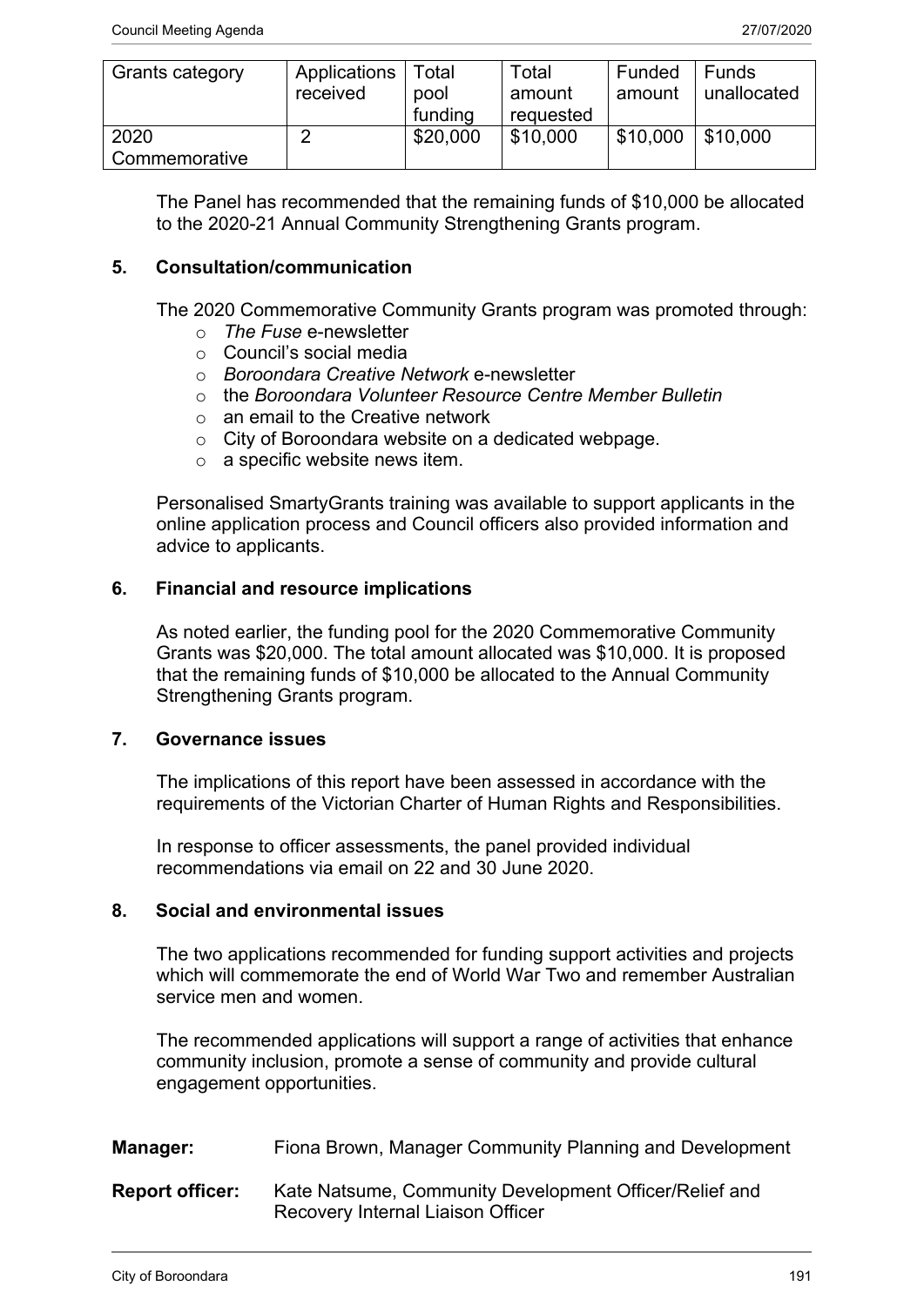| Grants category | Applications received | Total pool funding | Total amount requested | Funded amount | Funds unallocated |
|---|---|---|---|---|---|
| 2020 Commemorative | 2 | $20,000 | $10,000 | $10,000 | $10,000 |

The Panel has recommended that the remaining funds of $10,000 be allocated to the 2020-21 Annual Community Strengthening Grants program.

## 5. Consultation/communication

The 2020 Commemorative Community Grants program was promoted through:

- *The Fuse* e-newsletter
- Council's social media
- *Boroondara Creative Network* e-newsletter
- the *Boroondara Volunteer Resource Centre Member Bulletin*
- an email to the Creative network
- City of Boroondara website on a dedicated webpage.
- a specific website news item.

Personalised SmartyGrants training was available to support applicants in the online application process and Council officers also provided information and advice to applicants.

## 6. Financial and resource implications

As noted earlier, the funding pool for the 2020 Commemorative Community Grants was $20,000. The total amount allocated was $10,000. It is proposed that the remaining funds of $10,000 be allocated to the Annual Community Strengthening Grants program.

## 7. Governance issues

The implications of this report have been assessed in accordance with the requirements of the Victorian Charter of Human Rights and Responsibilities.

In response to officer assessments, the panel provided individual recommendations via email on 22 and 30 June 2020.

## 8. Social and environmental issues

The two applications recommended for funding support activities and projects which will commemorate the end of World War Two and remember Australian service men and women.

The recommended applications will support a range of activities that enhance community inclusion, promote a sense of community and provide cultural engagement opportunities.

**Manager:** Fiona Brown, Manager Community Planning and Development

**Report officer:** Kate Natsume, Community Development Officer/Relief and Recovery Internal Liaison Officer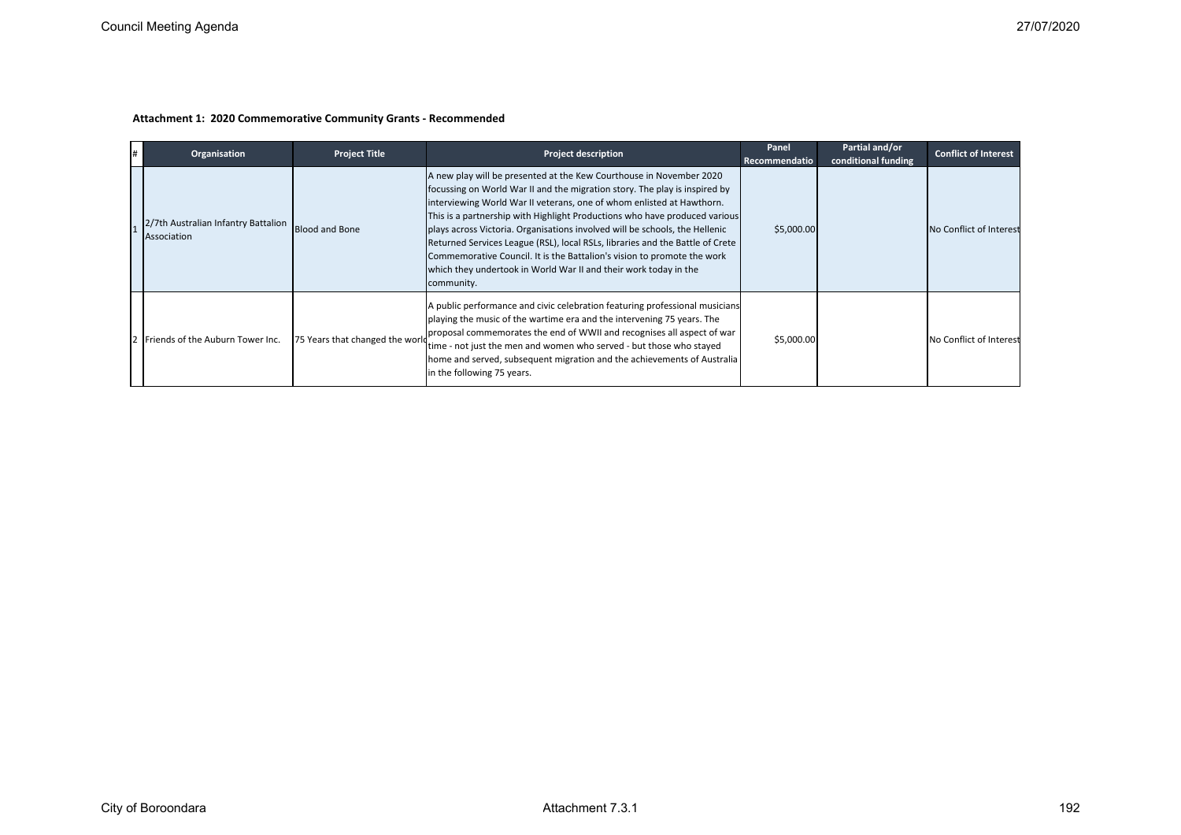**Attachment 1: 2020 Commemorative Community Grants - Recommended**

| # | Organisation | Project Title | Project description | Panel Recommendatio | Partial and/or conditional funding | Conflict of Interest |
|---|---|---|---|---|---|---|
| 1 | 2/7th Australian Infantry Battalion Association | Blood and Bone | A new play will be presented at the Kew Courthouse in November 2020 focussing on World War II and the migration story. The play is inspired by interviewing World War II veterans, one of whom enlisted at Hawthorn. This is a partnership with Highlight Productions who have produced various plays across Victoria. Organisations involved will be schools, the Hellenic Returned Services League (RSL), local RSLs, libraries and the Battle of Crete Commemorative Council. It is the Battalion's vision to promote the work which they undertook in World War II and their work today in the community. | $5,000.00 | | No Conflict of Interest |
| 2 | Friends of the Auburn Tower Inc. | 75 Years that changed the world | A public performance and civic celebration featuring professional musicians playing the music of the wartime era and the intervening 75 years. The proposal commemorates the end of WWII and recognises all aspect of war time - not just the men and women who served - but those who stayed home and served, subsequent migration and the achievements of Australia in the following 75 years. | $5,000.00 | | No Conflict of Interest |